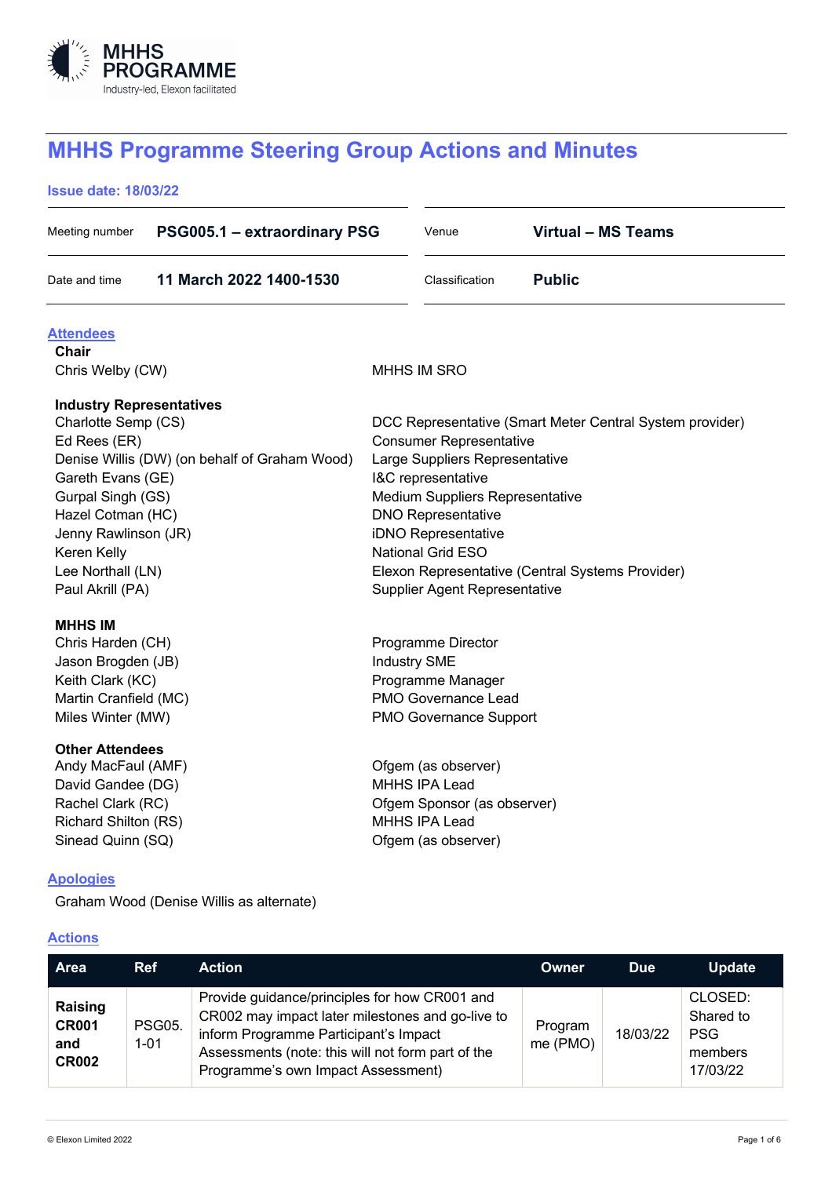MHHS PROGRAMME
Industry-led, Elexon facilitated

# MHHS Programme Steering Group Actions and Minutes

**Issue date: 18/03/22**

| | | | |
|---|---|---|---|
| Meeting number | **PSG005.1 – extraordinary PSG** | Venue | **Virtual – MS Teams** |
| Date and time | **11 March 2022 1400-1530** | Classification | **Public** |

## Attendees

**Chair**

| | |
|---|---|
| Chris Welby (CW) | MHHS IM SRO |

**Industry Representatives**

| | |
|---|---|
| Charlotte Semp (CS) | DCC Representative (Smart Meter Central System provider) |
| Ed Rees (ER) | Consumer Representative |
| Denise Willis (DW) (on behalf of Graham Wood) | Large Suppliers Representative |
| Gareth Evans (GE) | I&C representative |
| Gurpal Singh (GS) | Medium Suppliers Representative |
| Hazel Cotman (HC) | DNO Representative |
| Jenny Rawlinson (JR) | iDNO Representative |
| Keren Kelly | National Grid ESO |
| Lee Northall (LN) | Elexon Representative (Central Systems Provider) |
| Paul Akrill (PA) | Supplier Agent Representative |

**MHHS IM**

| | |
|---|---|
| Chris Harden (CH) | Programme Director |
| Jason Brogden (JB) | Industry SME |
| Keith Clark (KC) | Programme Manager |
| Martin Cranfield (MC) | PMO Governance Lead |
| Miles Winter (MW) | PMO Governance Support |

**Other Attendees**

| | |
|---|---|
| Andy MacFaul (AMF) | Ofgem (as observer) |
| David Gandee (DG) | MHHS IPA Lead |
| Rachel Clark (RC) | Ofgem Sponsor (as observer) |
| Richard Shilton (RS) | MHHS IPA Lead |
| Sinead Quinn (SQ) | Ofgem (as observer) |

## Apologies

Graham Wood (Denise Willis as alternate)

## Actions

| Area | Ref | Action | Owner | Due | Update |
|---|---|---|---|---|---|
| **Raising CR001 and CR002** | PSG05.1-01 | Provide guidance/principles for how CR001 and CR002 may impact later milestones and go-live to inform Programme Participant's Impact Assessments (note: this will not form part of the Programme's own Impact Assessment) | Programme (PMO) | 18/03/22 | CLOSED: Shared to PSG members 17/03/22 |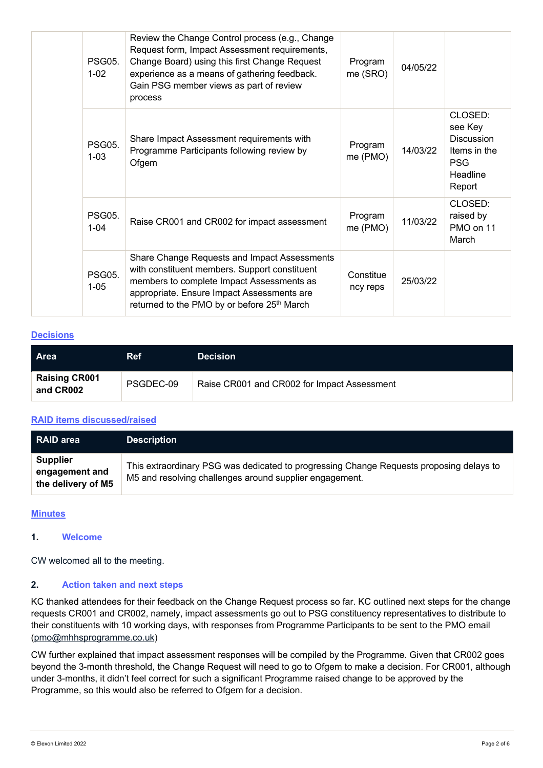| | | | | | |
|---|---|---|---|---|---|
| | PSG05.1-02 | Review the Change Control process (e.g., Change Request form, Impact Assessment requirements, Change Board) using this first Change Request experience as a means of gathering feedback. Gain PSG member views as part of review process | Programme (SRO) | 04/05/22 | |
| | PSG05.1-03 | Share Impact Assessment requirements with Programme Participants following review by Ofgem | Programme (PMO) | 14/03/22 | CLOSED: see Key Discussion Items in the PSG Headline Report |
| | PSG05.1-04 | Raise CR001 and CR002 for impact assessment | Programme (PMO) | 11/03/22 | CLOSED: raised by PMO on 11 March |
| | PSG05.1-05 | Share Change Requests and Impact Assessments with constituent members. Support constituent members to complete Impact Assessments as appropriate. Ensure Impact Assessments are returned to the PMO by or before 25th March | Constituency reps | 25/03/22 | |

## Decisions

| Area | Ref | Decision |
|---|---|---|
| **Raising CR001 and CR002** | PSGDEC-09 | Raise CR001 and CR002 for Impact Assessment |

## RAID items discussed/raised

| RAID area | Description |
|---|---|
| **Supplier engagement and the delivery of M5** | This extraordinary PSG was dedicated to progressing Change Requests proposing delays to M5 and resolving challenges around supplier engagement. |

## Minutes

### 1. Welcome

CW welcomed all to the meeting.

### 2. Action taken and next steps

KC thanked attendees for their feedback on the Change Request process so far. KC outlined next steps for the change requests CR001 and CR002, namely, impact assessments go out to PSG constituency representatives to distribute to their constituents with 10 working days, with responses from Programme Participants to be sent to the PMO email (pmo@mhhsprogramme.co.uk)

CW further explained that impact assessment responses will be compiled by the Programme. Given that CR002 goes beyond the 3-month threshold, the Change Request will need to go to Ofgem to make a decision. For CR001, although under 3-months, it didn't feel correct for such a significant Programme raised change to be approved by the Programme, so this would also be referred to Ofgem for a decision.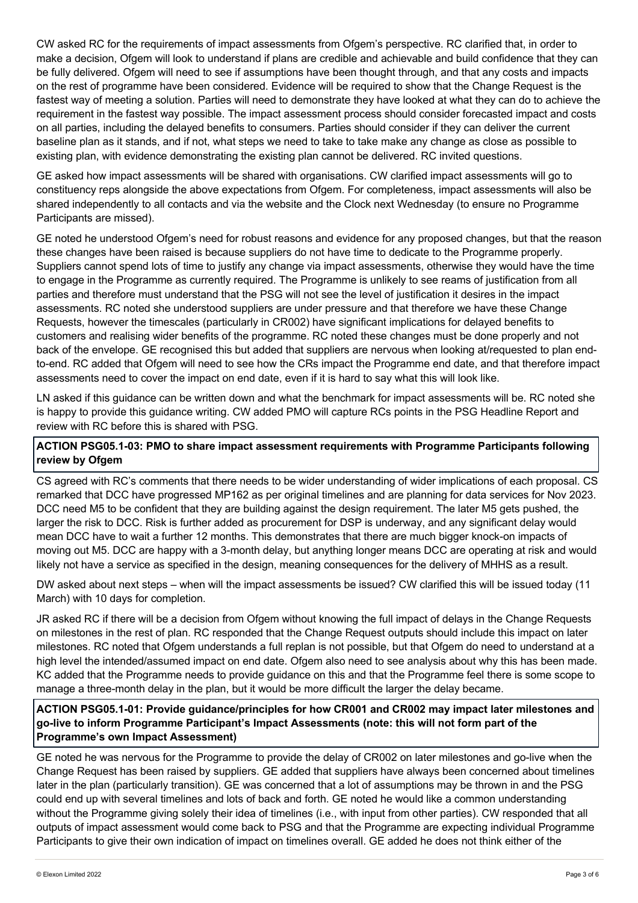CW asked RC for the requirements of impact assessments from Ofgem's perspective. RC clarified that, in order to make a decision, Ofgem will look to understand if plans are credible and achievable and build confidence that they can be fully delivered. Ofgem will need to see if assumptions have been thought through, and that any costs and impacts on the rest of programme have been considered. Evidence will be required to show that the Change Request is the fastest way of meeting a solution. Parties will need to demonstrate they have looked at what they can do to achieve the requirement in the fastest way possible. The impact assessment process should consider forecasted impact and costs on all parties, including the delayed benefits to consumers. Parties should consider if they can deliver the current baseline plan as it stands, and if not, what steps we need to take to take make any change as close as possible to existing plan, with evidence demonstrating the existing plan cannot be delivered. RC invited questions.

GE asked how impact assessments will be shared with organisations. CW clarified impact assessments will go to constituency reps alongside the above expectations from Ofgem. For completeness, impact assessments will also be shared independently to all contacts and via the website and the Clock next Wednesday (to ensure no Programme Participants are missed).

GE noted he understood Ofgem's need for robust reasons and evidence for any proposed changes, but that the reason these changes have been raised is because suppliers do not have time to dedicate to the Programme properly. Suppliers cannot spend lots of time to justify any change via impact assessments, otherwise they would have the time to engage in the Programme as currently required. The Programme is unlikely to see reams of justification from all parties and therefore must understand that the PSG will not see the level of justification it desires in the impact assessments. RC noted she understood suppliers are under pressure and that therefore we have these Change Requests, however the timescales (particularly in CR002) have significant implications for delayed benefits to customers and realising wider benefits of the programme. RC noted these changes must be done properly and not back of the envelope. GE recognised this but added that suppliers are nervous when looking at/requested to plan end-to-end. RC added that Ofgem will need to see how the CRs impact the Programme end date, and that therefore impact assessments need to cover the impact on end date, even if it is hard to say what this will look like.

LN asked if this guidance can be written down and what the benchmark for impact assessments will be. RC noted she is happy to provide this guidance writing. CW added PMO will capture RCs points in the PSG Headline Report and review with RC before this is shared with PSG.

**ACTION PSG05.1-03: PMO to share impact assessment requirements with Programme Participants following review by Ofgem**

CS agreed with RC's comments that there needs to be wider understanding of wider implications of each proposal. CS remarked that DCC have progressed MP162 as per original timelines and are planning for data services for Nov 2023. DCC need M5 to be confident that they are building against the design requirement. The later M5 gets pushed, the larger the risk to DCC. Risk is further added as procurement for DSP is underway, and any significant delay would mean DCC have to wait a further 12 months. This demonstrates that there are much bigger knock-on impacts of moving out M5. DCC are happy with a 3-month delay, but anything longer means DCC are operating at risk and would likely not have a service as specified in the design, meaning consequences for the delivery of MHHS as a result.

DW asked about next steps – when will the impact assessments be issued? CW clarified this will be issued today (11 March) with 10 days for completion.

JR asked RC if there will be a decision from Ofgem without knowing the full impact of delays in the Change Requests on milestones in the rest of plan. RC responded that the Change Request outputs should include this impact on later milestones. RC noted that Ofgem understands a full replan is not possible, but that Ofgem do need to understand at a high level the intended/assumed impact on end date. Ofgem also need to see analysis about why this has been made. KC added that the Programme needs to provide guidance on this and that the Programme feel there is some scope to manage a three-month delay in the plan, but it would be more difficult the larger the delay became.

**ACTION PSG05.1-01: Provide guidance/principles for how CR001 and CR002 may impact later milestones and go-live to inform Programme Participant's Impact Assessments (note: this will not form part of the Programme's own Impact Assessment)**

GE noted he was nervous for the Programme to provide the delay of CR002 on later milestones and go-live when the Change Request has been raised by suppliers. GE added that suppliers have always been concerned about timelines later in the plan (particularly transition). GE was concerned that a lot of assumptions may be thrown in and the PSG could end up with several timelines and lots of back and forth. GE noted he would like a common understanding without the Programme giving solely their idea of timelines (i.e., with input from other parties). CW responded that all outputs of impact assessment would come back to PSG and that the Programme are expecting individual Programme Participants to give their own indication of impact on timelines overall. GE added he does not think either of the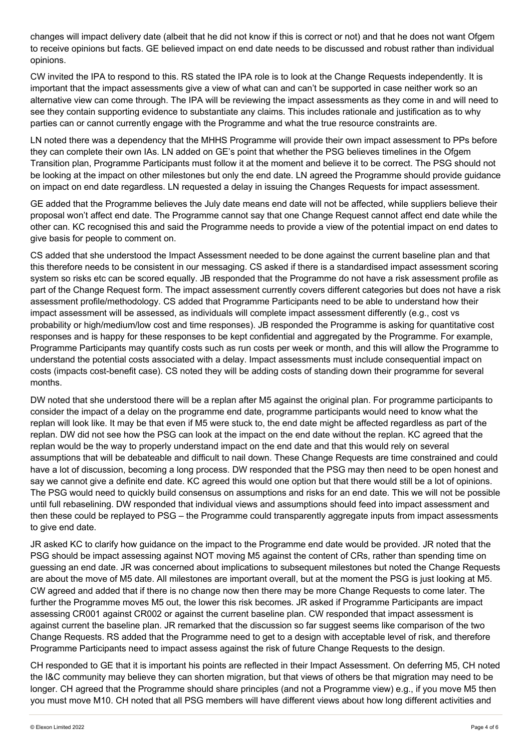changes will impact delivery date (albeit that he did not know if this is correct or not) and that he does not want Ofgem to receive opinions but facts. GE believed impact on end date needs to be discussed and robust rather than individual opinions.

CW invited the IPA to respond to this. RS stated the IPA role is to look at the Change Requests independently. It is important that the impact assessments give a view of what can and can't be supported in case neither work so an alternative view can come through. The IPA will be reviewing the impact assessments as they come in and will need to see they contain supporting evidence to substantiate any claims. This includes rationale and justification as to why parties can or cannot currently engage with the Programme and what the true resource constraints are.

LN noted there was a dependency that the MHHS Programme will provide their own impact assessment to PPs before they can complete their own IAs. LN added on GE's point that whether the PSG believes timelines in the Ofgem Transition plan, Programme Participants must follow it at the moment and believe it to be correct. The PSG should not be looking at the impact on other milestones but only the end date. LN agreed the Programme should provide guidance on impact on end date regardless. LN requested a delay in issuing the Changes Requests for impact assessment.

GE added that the Programme believes the July date means end date will not be affected, while suppliers believe their proposal won't affect end date. The Programme cannot say that one Change Request cannot affect end date while the other can. KC recognised this and said the Programme needs to provide a view of the potential impact on end dates to give basis for people to comment on.

CS added that she understood the Impact Assessment needed to be done against the current baseline plan and that this therefore needs to be consistent in our messaging. CS asked if there is a standardised impact assessment scoring system so risks etc can be scored equally. JB responded that the Programme do not have a risk assessment profile as part of the Change Request form. The impact assessment currently covers different categories but does not have a risk assessment profile/methodology. CS added that Programme Participants need to be able to understand how their impact assessment will be assessed, as individuals will complete impact assessment differently (e.g., cost vs probability or high/medium/low cost and time responses). JB responded the Programme is asking for quantitative cost responses and is happy for these responses to be kept confidential and aggregated by the Programme. For example, Programme Participants may quantify costs such as run costs per week or month, and this will allow the Programme to understand the potential costs associated with a delay. Impact assessments must include consequential impact on costs (impacts cost-benefit case). CS noted they will be adding costs of standing down their programme for several months.

DW noted that she understood there will be a replan after M5 against the original plan. For programme participants to consider the impact of a delay on the programme end date, programme participants would need to know what the replan will look like. It may be that even if M5 were stuck to, the end date might be affected regardless as part of the replan. DW did not see how the PSG can look at the impact on the end date without the replan. KC agreed that the replan would be the way to properly understand impact on the end date and that this would rely on several assumptions that will be debateable and difficult to nail down. These Change Requests are time constrained and could have a lot of discussion, becoming a long process. DW responded that the PSG may then need to be open honest and say we cannot give a definite end date. KC agreed this would one option but that there would still be a lot of opinions. The PSG would need to quickly build consensus on assumptions and risks for an end date. This we will not be possible until full rebaselining. DW responded that individual views and assumptions should feed into impact assessment and then these could be replayed to PSG – the Programme could transparently aggregate inputs from impact assessments to give end date.

JR asked KC to clarify how guidance on the impact to the Programme end date would be provided. JR noted that the PSG should be impact assessing against NOT moving M5 against the content of CRs, rather than spending time on guessing an end date. JR was concerned about implications to subsequent milestones but noted the Change Requests are about the move of M5 date. All milestones are important overall, but at the moment the PSG is just looking at M5. CW agreed and added that if there is no change now then there may be more Change Requests to come later. The further the Programme moves M5 out, the lower this risk becomes. JR asked if Programme Participants are impact assessing CR001 against CR002 or against the current baseline plan. CW responded that impact assessment is against current the baseline plan. JR remarked that the discussion so far suggest seems like comparison of the two Change Requests. RS added that the Programme need to get to a design with acceptable level of risk, and therefore Programme Participants need to impact assess against the risk of future Change Requests to the design.

CH responded to GE that it is important his points are reflected in their Impact Assessment. On deferring M5, CH noted the I&C community may believe they can shorten migration, but that views of others be that migration may need to be longer. CH agreed that the Programme should share principles (and not a Programme view) e.g., if you move M5 then you must move M10. CH noted that all PSG members will have different views about how long different activities and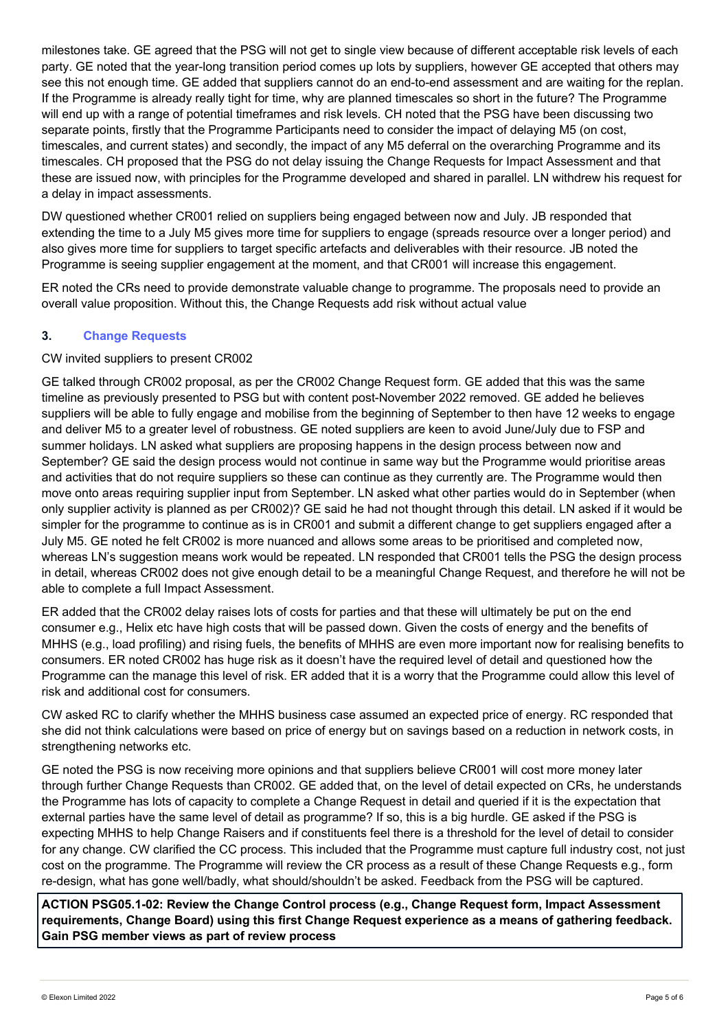milestones take. GE agreed that the PSG will not get to single view because of different acceptable risk levels of each party. GE noted that the year-long transition period comes up lots by suppliers, however GE accepted that others may see this not enough time. GE added that suppliers cannot do an end-to-end assessment and are waiting for the replan. If the Programme is already really tight for time, why are planned timescales so short in the future? The Programme will end up with a range of potential timeframes and risk levels. CH noted that the PSG have been discussing two separate points, firstly that the Programme Participants need to consider the impact of delaying M5 (on cost, timescales, and current states) and secondly, the impact of any M5 deferral on the overarching Programme and its timescales. CH proposed that the PSG do not delay issuing the Change Requests for Impact Assessment and that these are issued now, with principles for the Programme developed and shared in parallel. LN withdrew his request for a delay in impact assessments.

DW questioned whether CR001 relied on suppliers being engaged between now and July. JB responded that extending the time to a July M5 gives more time for suppliers to engage (spreads resource over a longer period) and also gives more time for suppliers to target specific artefacts and deliverables with their resource. JB noted the Programme is seeing supplier engagement at the moment, and that CR001 will increase this engagement.

ER noted the CRs need to provide demonstrate valuable change to programme. The proposals need to provide an overall value proposition. Without this, the Change Requests add risk without actual value

## 3. Change Requests

CW invited suppliers to present CR002

GE talked through CR002 proposal, as per the CR002 Change Request form. GE added that this was the same timeline as previously presented to PSG but with content post-November 2022 removed. GE added he believes suppliers will be able to fully engage and mobilise from the beginning of September to then have 12 weeks to engage and deliver M5 to a greater level of robustness. GE noted suppliers are keen to avoid June/July due to FSP and summer holidays. LN asked what suppliers are proposing happens in the design process between now and September? GE said the design process would not continue in same way but the Programme would prioritise areas and activities that do not require suppliers so these can continue as they currently are. The Programme would then move onto areas requiring supplier input from September. LN asked what other parties would do in September (when only supplier activity is planned as per CR002)? GE said he had not thought through this detail. LN asked if it would be simpler for the programme to continue as is in CR001 and submit a different change to get suppliers engaged after a July M5. GE noted he felt CR002 is more nuanced and allows some areas to be prioritised and completed now, whereas LN's suggestion means work would be repeated. LN responded that CR001 tells the PSG the design process in detail, whereas CR002 does not give enough detail to be a meaningful Change Request, and therefore he will not be able to complete a full Impact Assessment.

ER added that the CR002 delay raises lots of costs for parties and that these will ultimately be put on the end consumer e.g., Helix etc have high costs that will be passed down. Given the costs of energy and the benefits of MHHS (e.g., load profiling) and rising fuels, the benefits of MHHS are even more important now for realising benefits to consumers. ER noted CR002 has huge risk as it doesn't have the required level of detail and questioned how the Programme can the manage this level of risk. ER added that it is a worry that the Programme could allow this level of risk and additional cost for consumers.

CW asked RC to clarify whether the MHHS business case assumed an expected price of energy. RC responded that she did not think calculations were based on price of energy but on savings based on a reduction in network costs, in strengthening networks etc.

GE noted the PSG is now receiving more opinions and that suppliers believe CR001 will cost more money later through further Change Requests than CR002. GE added that, on the level of detail expected on CRs, he understands the Programme has lots of capacity to complete a Change Request in detail and queried if it is the expectation that external parties have the same level of detail as programme? If so, this is a big hurdle. GE asked if the PSG is expecting MHHS to help Change Raisers and if constituents feel there is a threshold for the level of detail to consider for any change. CW clarified the CC process. This included that the Programme must capture full industry cost, not just cost on the programme. The Programme will review the CR process as a result of these Change Requests e.g., form re-design, what has gone well/badly, what should/shouldn't be asked. Feedback from the PSG will be captured.

**ACTION PSG05.1-02: Review the Change Control process (e.g., Change Request form, Impact Assessment requirements, Change Board) using this first Change Request experience as a means of gathering feedback. Gain PSG member views as part of review process**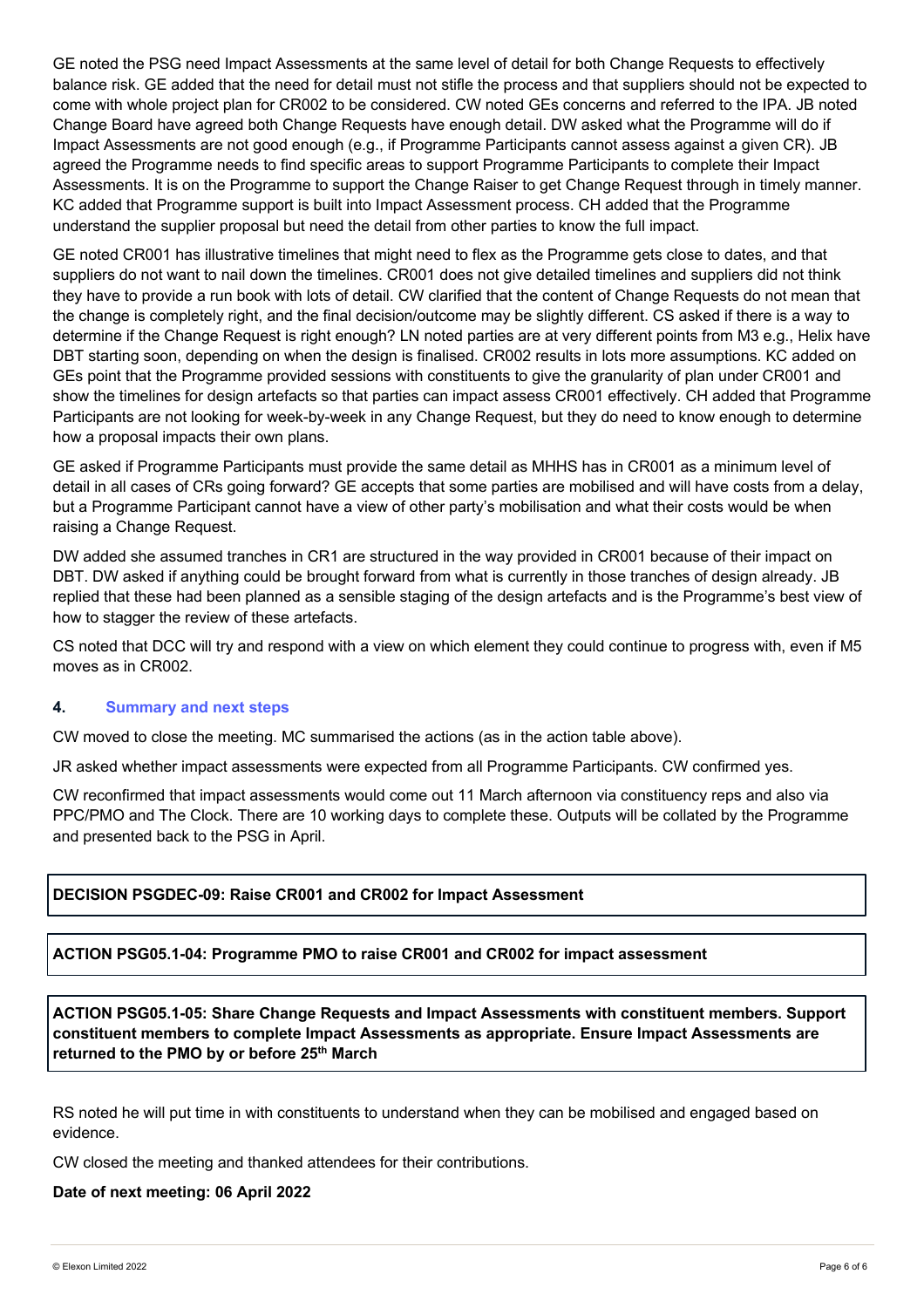GE noted the PSG need Impact Assessments at the same level of detail for both Change Requests to effectively balance risk. GE added that the need for detail must not stifle the process and that suppliers should not be expected to come with whole project plan for CR002 to be considered. CW noted GEs concerns and referred to the IPA. JB noted Change Board have agreed both Change Requests have enough detail. DW asked what the Programme will do if Impact Assessments are not good enough (e.g., if Programme Participants cannot assess against a given CR). JB agreed the Programme needs to find specific areas to support Programme Participants to complete their Impact Assessments. It is on the Programme to support the Change Raiser to get Change Request through in timely manner. KC added that Programme support is built into Impact Assessment process. CH added that the Programme understand the supplier proposal but need the detail from other parties to know the full impact.

GE noted CR001 has illustrative timelines that might need to flex as the Programme gets close to dates, and that suppliers do not want to nail down the timelines. CR001 does not give detailed timelines and suppliers did not think they have to provide a run book with lots of detail. CW clarified that the content of Change Requests do not mean that the change is completely right, and the final decision/outcome may be slightly different. CS asked if there is a way to determine if the Change Request is right enough? LN noted parties are at very different points from M3 e.g., Helix have DBT starting soon, depending on when the design is finalised. CR002 results in lots more assumptions. KC added on GEs point that the Programme provided sessions with constituents to give the granularity of plan under CR001 and show the timelines for design artefacts so that parties can impact assess CR001 effectively. CH added that Programme Participants are not looking for week-by-week in any Change Request, but they do need to know enough to determine how a proposal impacts their own plans.

GE asked if Programme Participants must provide the same detail as MHHS has in CR001 as a minimum level of detail in all cases of CRs going forward? GE accepts that some parties are mobilised and will have costs from a delay, but a Programme Participant cannot have a view of other party's mobilisation and what their costs would be when raising a Change Request.

DW added she assumed tranches in CR1 are structured in the way provided in CR001 because of their impact on DBT. DW asked if anything could be brought forward from what is currently in those tranches of design already. JB replied that these had been planned as a sensible staging of the design artefacts and is the Programme's best view of how to stagger the review of these artefacts.

CS noted that DCC will try and respond with a view on which element they could continue to progress with, even if M5 moves as in CR002.

## 4. Summary and next steps

CW moved to close the meeting. MC summarised the actions (as in the action table above).

JR asked whether impact assessments were expected from all Programme Participants. CW confirmed yes.

CW reconfirmed that impact assessments would come out 11 March afternoon via constituency reps and also via PPC/PMO and The Clock. There are 10 working days to complete these. Outputs will be collated by the Programme and presented back to the PSG in April.

**DECISION PSGDEC-09: Raise CR001 and CR002 for Impact Assessment**

**ACTION PSG05.1-04: Programme PMO to raise CR001 and CR002 for impact assessment**

**ACTION PSG05.1-05: Share Change Requests and Impact Assessments with constituent members. Support constituent members to complete Impact Assessments as appropriate. Ensure Impact Assessments are returned to the PMO by or before 25th March**

RS noted he will put time in with constituents to understand when they can be mobilised and engaged based on evidence.

CW closed the meeting and thanked attendees for their contributions.

**Date of next meeting: 06 April 2022**